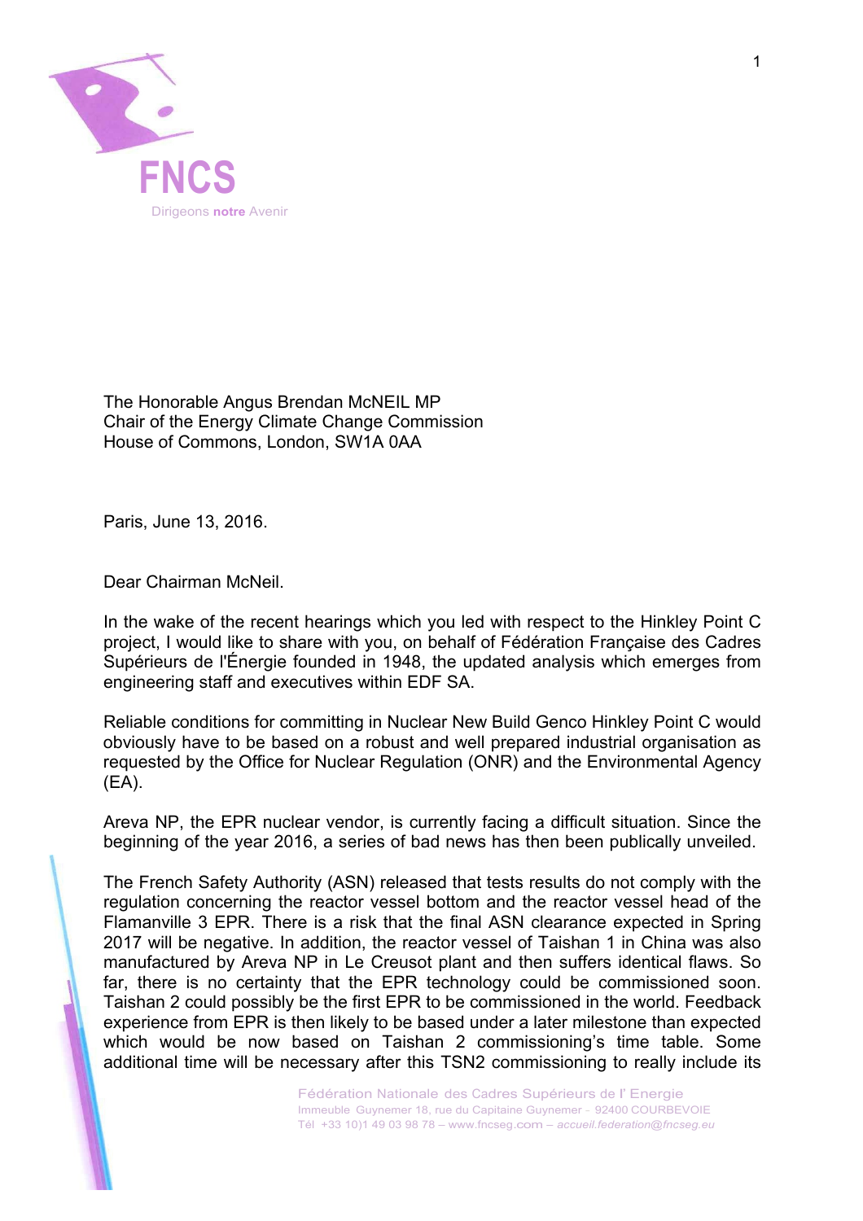FNCS

Dirigeons **notre** Avenir

The Honorable Angus Brendan McNEIL MP
Chair of the Energy Climate Change Commission
House of Commons, London, SW1A 0AA

Paris, June 13, 2016.

Dear Chairman McNeil.

In the wake of the recent hearings which you led with respect to the Hinkley Point C project, I would like to share with you, on behalf of Fédération Française des Cadres Supérieurs de l'Énergie founded in 1948, the updated analysis which emerges from engineering staff and executives within EDF SA.

Reliable conditions for committing in Nuclear New Build Genco Hinkley Point C would obviously have to be based on a robust and well prepared industrial organisation as requested by the Office for Nuclear Regulation (ONR) and the Environmental Agency (EA).

Areva NP, the EPR nuclear vendor, is currently facing a difficult situation. Since the beginning of the year 2016, a series of bad news has then been publically unveiled.

The French Safety Authority (ASN) released that tests results do not comply with the regulation concerning the reactor vessel bottom and the reactor vessel head of the Flamanville 3 EPR. There is a risk that the final ASN clearance expected in Spring 2017 will be negative. In addition, the reactor vessel of Taishan 1 in China was also manufactured by Areva NP in Le Creusot plant and then suffers identical flaws. So far, there is no certainty that the EPR technology could be commissioned soon. Taishan 2 could possibly be the first EPR to be commissioned in the world. Feedback experience from EPR is then likely to be based under a later milestone than expected which would be now based on Taishan 2 commissioning's time table. Some additional time will be necessary after this TSN2 commissioning to really include its

Fédération Nationale des Cadres Supérieurs de l' Energie
Immeuble Guynemer 18, rue du Capitaine Guynemer – 92400 COURBEVOIE
Tél +33 10)1 49 03 98 78 – www.fncseg.com – *accueil.federation@fncseg.eu*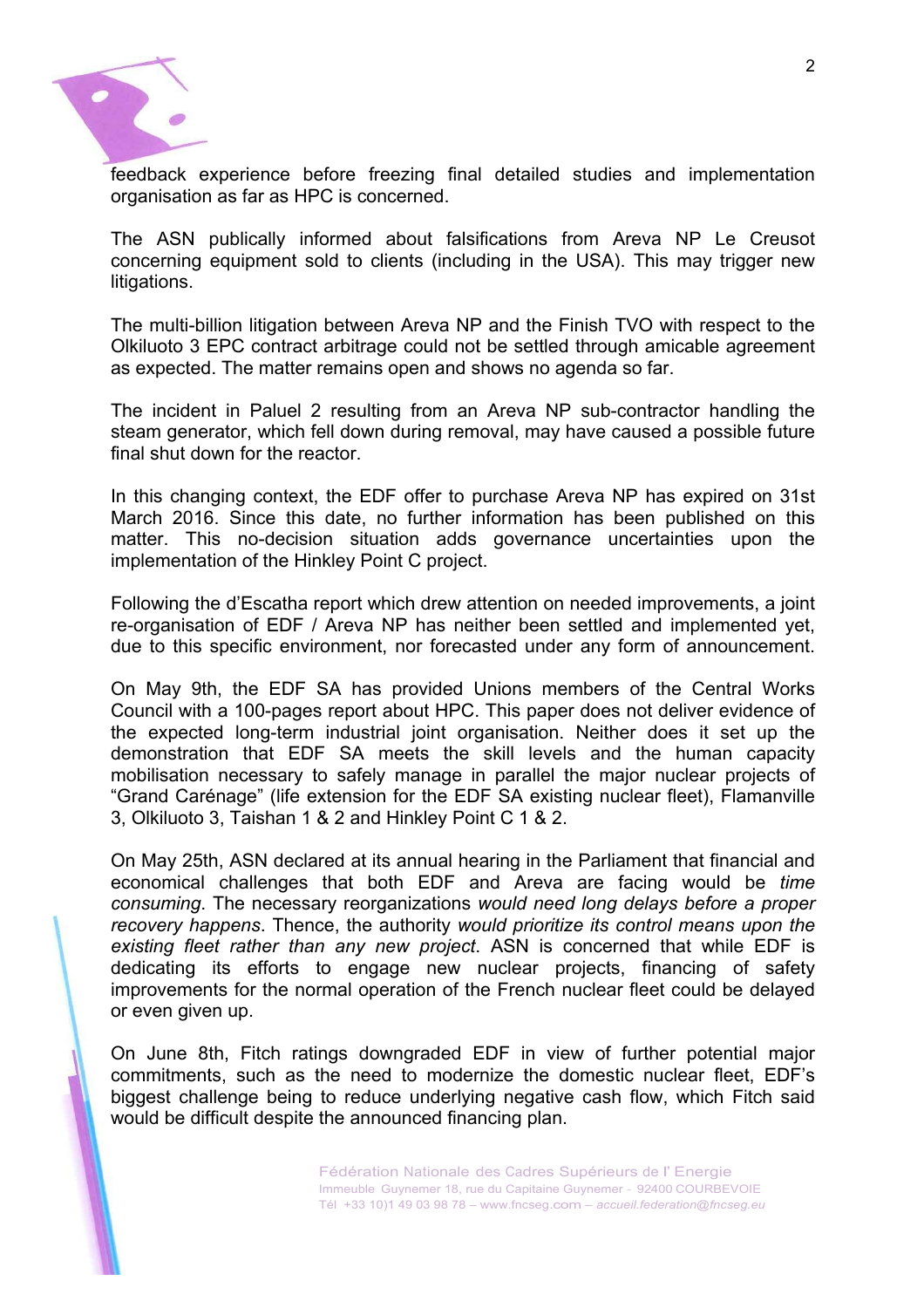feedback experience before freezing final detailed studies and implementation organisation as far as HPC is concerned.

The ASN publically informed about falsifications from Areva NP Le Creusot concerning equipment sold to clients (including in the USA). This may trigger new litigations.

The multi-billion litigation between Areva NP and the Finish TVO with respect to the Olkiluoto 3 EPC contract arbitrage could not be settled through amicable agreement as expected. The matter remains open and shows no agenda so far.

The incident in Paluel 2 resulting from an Areva NP sub-contractor handling the steam generator, which fell down during removal, may have caused a possible future final shut down for the reactor.

In this changing context, the EDF offer to purchase Areva NP has expired on 31st March 2016. Since this date, no further information has been published on this matter. This no-decision situation adds governance uncertainties upon the implementation of the Hinkley Point C project.

Following the d'Escatha report which drew attention on needed improvements, a joint re-organisation of EDF / Areva NP has neither been settled and implemented yet, due to this specific environment, nor forecasted under any form of announcement.

On May 9th, the EDF SA has provided Unions members of the Central Works Council with a 100-pages report about HPC. This paper does not deliver evidence of the expected long-term industrial joint organisation. Neither does it set up the demonstration that EDF SA meets the skill levels and the human capacity mobilisation necessary to safely manage in parallel the major nuclear projects of "Grand Carénage" (life extension for the EDF SA existing nuclear fleet), Flamanville 3, Olkiluoto 3, Taishan 1 & 2 and Hinkley Point C 1 & 2.

On May 25th, ASN declared at its annual hearing in the Parliament that financial and economical challenges that both EDF and Areva are facing would be *time consuming*. The necessary reorganizations *would need long delays before a proper recovery happens*. Thence, the authority *would prioritize its control means upon the existing fleet rather than any new project*. ASN is concerned that while EDF is dedicating its efforts to engage new nuclear projects, financing of safety improvements for the normal operation of the French nuclear fleet could be delayed or even given up.

On June 8th, Fitch ratings downgraded EDF in view of further potential major commitments, such as the need to modernize the domestic nuclear fleet, EDF's biggest challenge being to reduce underlying negative cash flow, which Fitch said would be difficult despite the announced financing plan.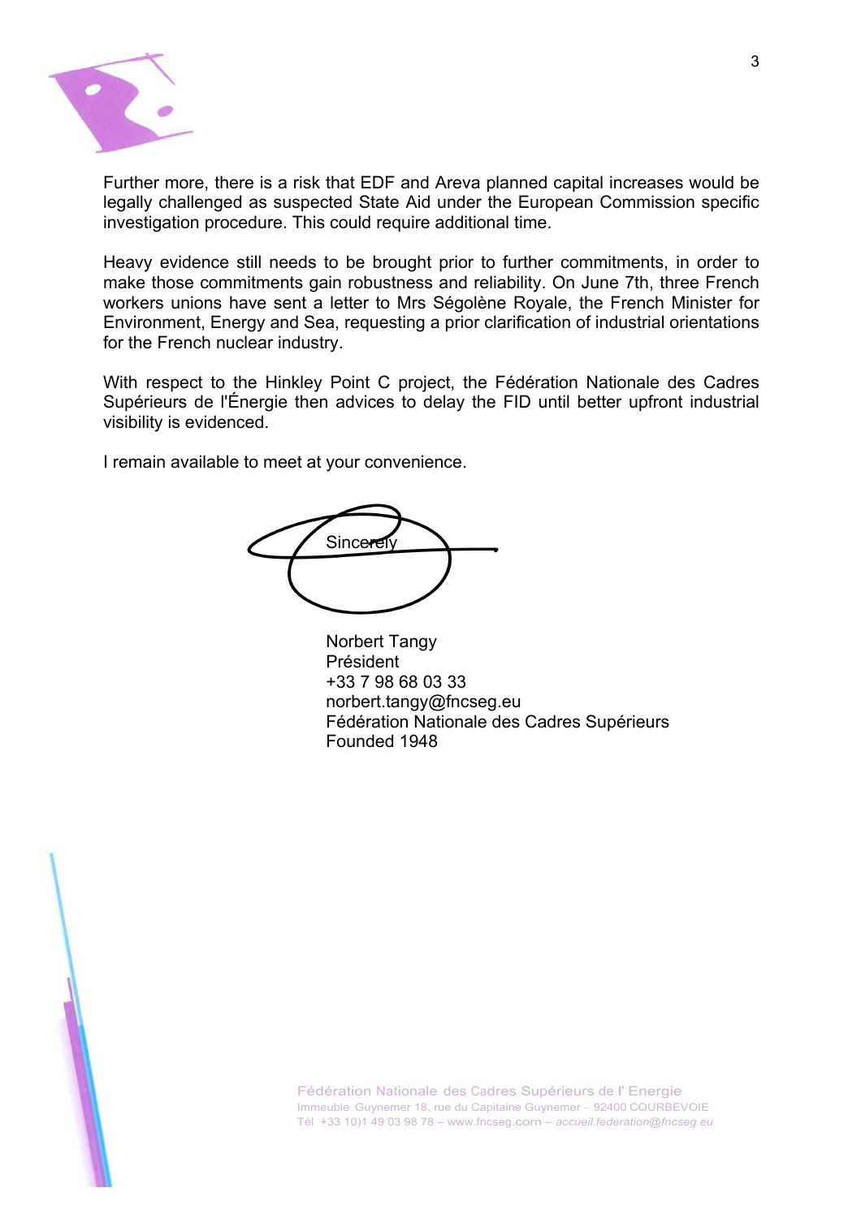Further more, there is a risk that EDF and Areva planned capital increases would be legally challenged as suspected State Aid under the European Commission specific investigation procedure. This could require additional time.

Heavy evidence still needs to be brought prior to further commitments, in order to make those commitments gain robustness and reliability. On June 7th, three French workers unions have sent a letter to Mrs Ségolène Royale, the French Minister for Environment, Energy and Sea, requesting a prior clarification of industrial orientations for the French nuclear industry.

With respect to the Hinkley Point C project, the Fédération Nationale des Cadres Supérieurs de l'Énergie then advices to delay the FID until better upfront industrial visibility is evidenced.

I remain available to meet at your convenience.

Sincerely

Norbert Tangy
Président
+33 7 98 68 03 33
norbert.tangy@fncseg.eu
Fédération Nationale des Cadres Supérieurs
Founded 1948